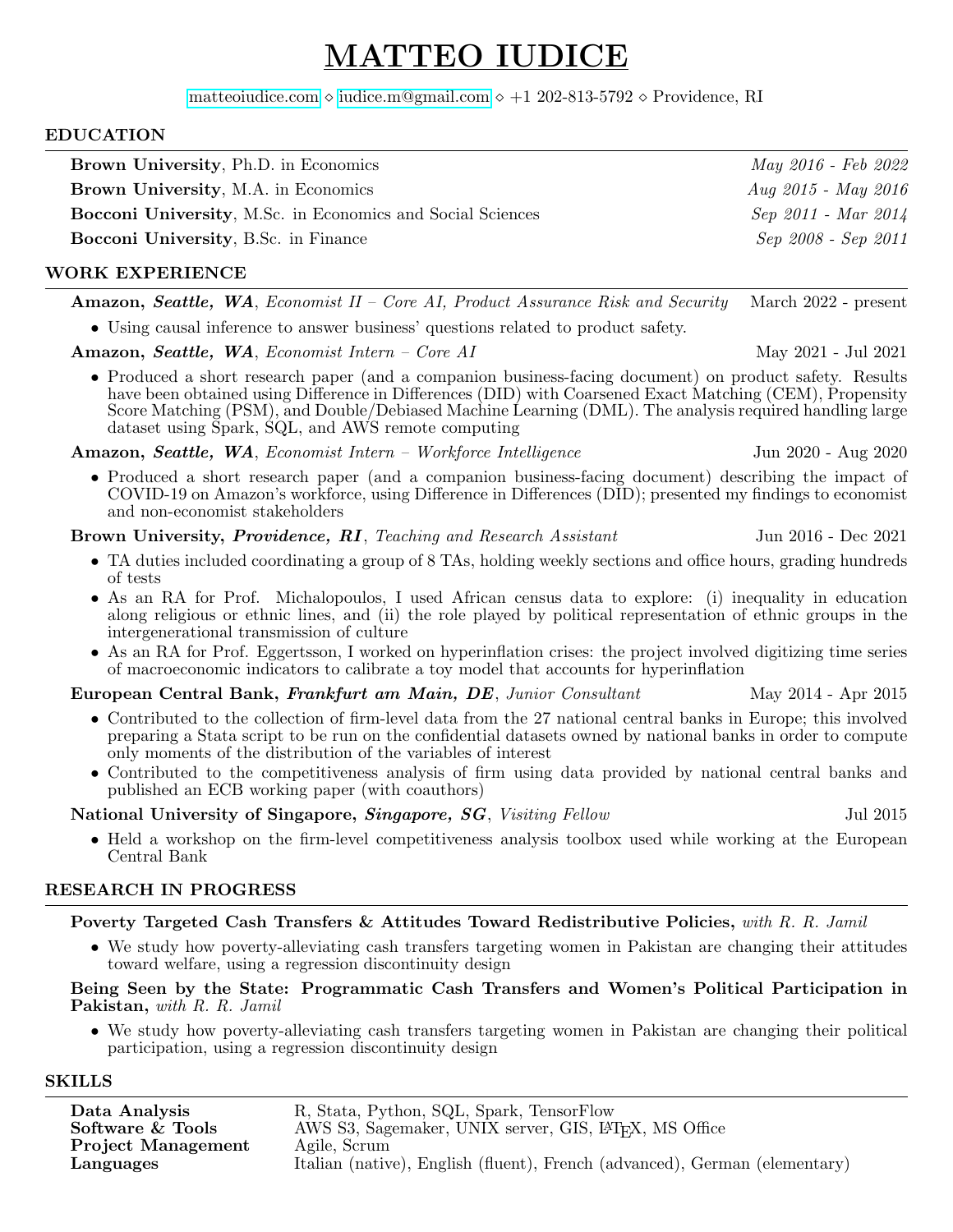# MATTEO IUDICE

matteoiudice.com ⋄ iudice.m@gmail.com ⋄ +1 202-813-5792 ⋄ Providence, RI

## EDUCATION

**Brown University**, Ph.D. in Economics — *May 2016 - Feb 2022*

**Brown University**, M.A. in Economics — *Aug 2015 - May 2016*

**Bocconi University**, M.Sc. in Economics and Social Sciences — *Sep 2011 - Mar 2014*

**Bocconi University**, B.Sc. in Finance — *Sep 2008 - Sep 2011*

## WORK EXPERIENCE

**Amazon, *Seattle, WA***, *Economist II – Core AI, Product Assurance Risk and Security* — March 2022 - present

- Using causal inference to answer business' questions related to product safety.

**Amazon, *Seattle, WA***, *Economist Intern – Core AI* — May 2021 - Jul 2021

- Produced a short research paper (and a companion business-facing document) on product safety. Results have been obtained using Difference in Differences (DID) with Coarsened Exact Matching (CEM), Propensity Score Matching (PSM), and Double/Debiased Machine Learning (DML). The analysis required handling large dataset using Spark, SQL, and AWS remote computing

**Amazon, *Seattle, WA***, *Economist Intern – Workforce Intelligence* — Jun 2020 - Aug 2020

- Produced a short research paper (and a companion business-facing document) describing the impact of COVID-19 on Amazon's workforce, using Difference in Differences (DID); presented my findings to economist and non-economist stakeholders

**Brown University, *Providence, RI***, *Teaching and Research Assistant* — Jun 2016 - Dec 2021

- TA duties included coordinating a group of 8 TAs, holding weekly sections and office hours, grading hundreds of tests
- As an RA for Prof. Michalopoulos, I used African census data to explore: (i) inequality in education along religious or ethnic lines, and (ii) the role played by political representation of ethnic groups in the intergenerational transmission of culture
- As an RA for Prof. Eggertsson, I worked on hyperinflation crises: the project involved digitizing time series of macroeconomic indicators to calibrate a toy model that accounts for hyperinflation

**European Central Bank, *Frankfurt am Main, DE***, *Junior Consultant* — May 2014 - Apr 2015

- Contributed to the collection of firm-level data from the 27 national central banks in Europe; this involved preparing a Stata script to be run on the confidential datasets owned by national banks in order to compute only moments of the distribution of the variables of interest
- Contributed to the competitiveness analysis of firm using data provided by national central banks and published an ECB working paper (with coauthors)

**National University of Singapore, *Singapore, SG***, *Visiting Fellow* — Jul 2015

- Held a workshop on the firm-level competitiveness analysis toolbox used while working at the European Central Bank

## RESEARCH IN PROGRESS

**Poverty Targeted Cash Transfers & Attitudes Toward Redistributive Policies,** *with R. R. Jamil*

- We study how poverty-alleviating cash transfers targeting women in Pakistan are changing their attitudes toward welfare, using a regression discontinuity design

**Being Seen by the State: Programmatic Cash Transfers and Women's Political Participation in Pakistan,** *with R. R. Jamil*

- We study how poverty-alleviating cash transfers targeting women in Pakistan are changing their political participation, using a regression discontinuity design

## SKILLS

| | |
|---|---|
| **Data Analysis** | R, Stata, Python, SQL, Spark, TensorFlow |
| **Software & Tools** | AWS S3, Sagemaker, UNIX server, GIS, LaTeX, MS Office |
| **Project Management** | Agile, Scrum |
| **Languages** | Italian (native), English (fluent), French (advanced), German (elementary) |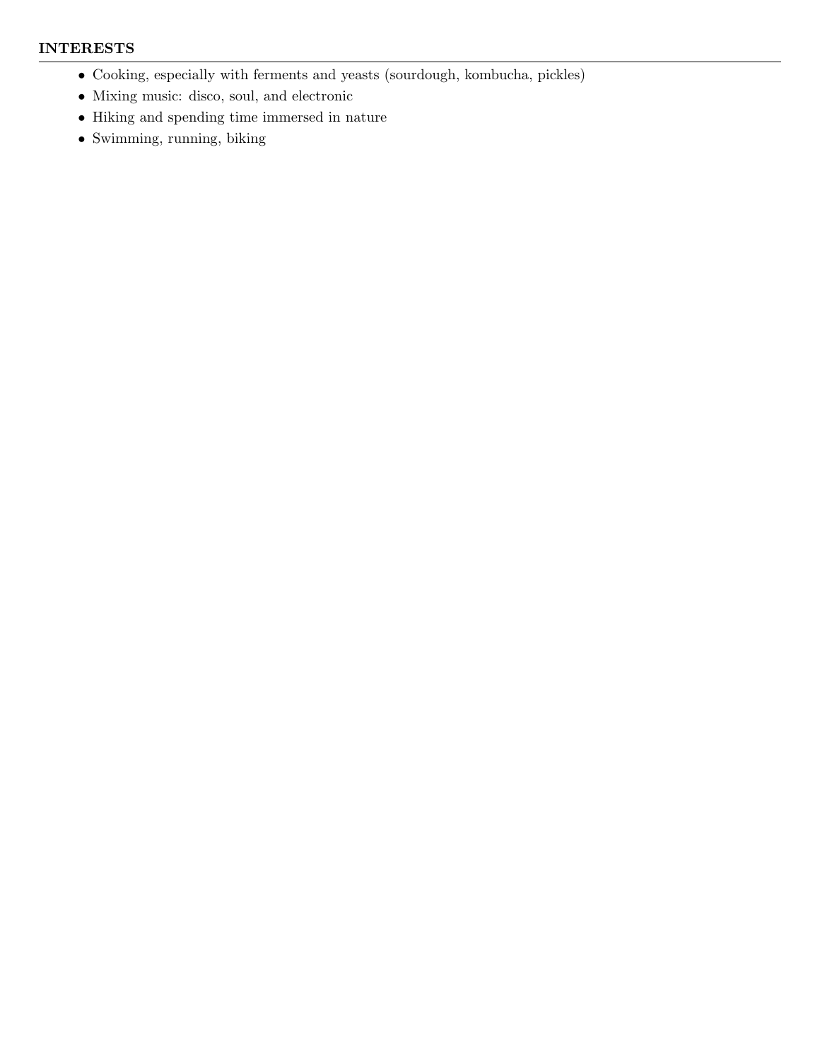## INTERESTS

- Cooking, especially with ferments and yeasts (sourdough, kombucha, pickles)
- Mixing music: disco, soul, and electronic
- Hiking and spending time immersed in nature
- Swimming, running, biking